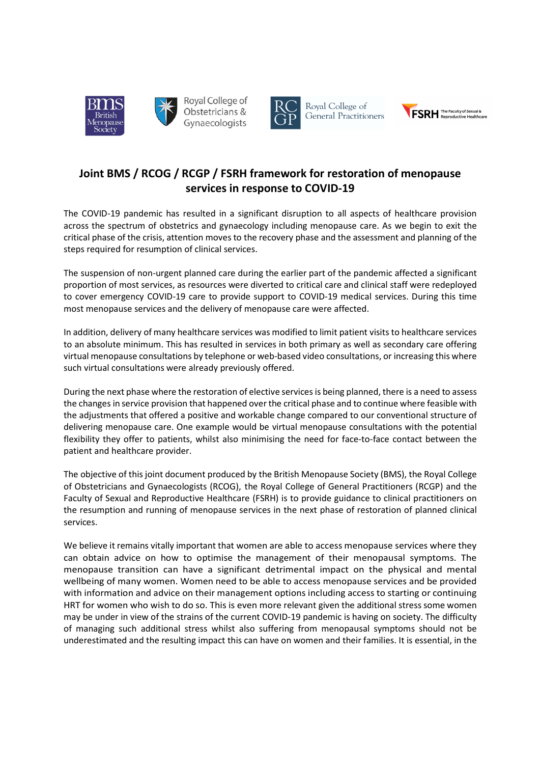# Joint BMS / RCOG / RCGP / FSRH framework for restoration of menopause services in response to COVID-19

The COVID-19 pandemic has resulted in a significant disruption to all aspects of healthcare provision across the spectrum of obstetrics and gynaecology including menopause care. As we begin to exit the critical phase of the crisis, attention moves to the recovery phase and the assessment and planning of the steps required for resumption of clinical services.

The suspension of non-urgent planned care during the earlier part of the pandemic affected a significant proportion of most services, as resources were diverted to critical care and clinical staff were redeployed to cover emergency COVID-19 care to provide support to COVID-19 medical services. During this time most menopause services and the delivery of menopause care were affected.

In addition, delivery of many healthcare services was modified to limit patient visits to healthcare services to an absolute minimum. This has resulted in services in both primary as well as secondary care offering virtual menopause consultations by telephone or web-based video consultations, or increasing this where such virtual consultations were already previously offered.

During the next phase where the restoration of elective services is being planned, there is a need to assess the changes in service provision that happened over the critical phase and to continue where feasible with the adjustments that offered a positive and workable change compared to our conventional structure of delivering menopause care. One example would be virtual menopause consultations with the potential flexibility they offer to patients, whilst also minimising the need for face-to-face contact between the patient and healthcare provider.

The objective of this joint document produced by the British Menopause Society (BMS), the Royal College of Obstetricians and Gynaecologists (RCOG), the Royal College of General Practitioners (RCGP) and the Faculty of Sexual and Reproductive Healthcare (FSRH) is to provide guidance to clinical practitioners on the resumption and running of menopause services in the next phase of restoration of planned clinical services.

We believe it remains vitally important that women are able to access menopause services where they can obtain advice on how to optimise the management of their menopausal symptoms. The menopause transition can have a significant detrimental impact on the physical and mental wellbeing of many women. Women need to be able to access menopause services and be provided with information and advice on their management options including access to starting or continuing HRT for women who wish to do so. This is even more relevant given the additional stress some women may be under in view of the strains of the current COVID-19 pandemic is having on society. The difficulty of managing such additional stress whilst also suffering from menopausal symptoms should not be underestimated and the resulting impact this can have on women and their families. It is essential, in the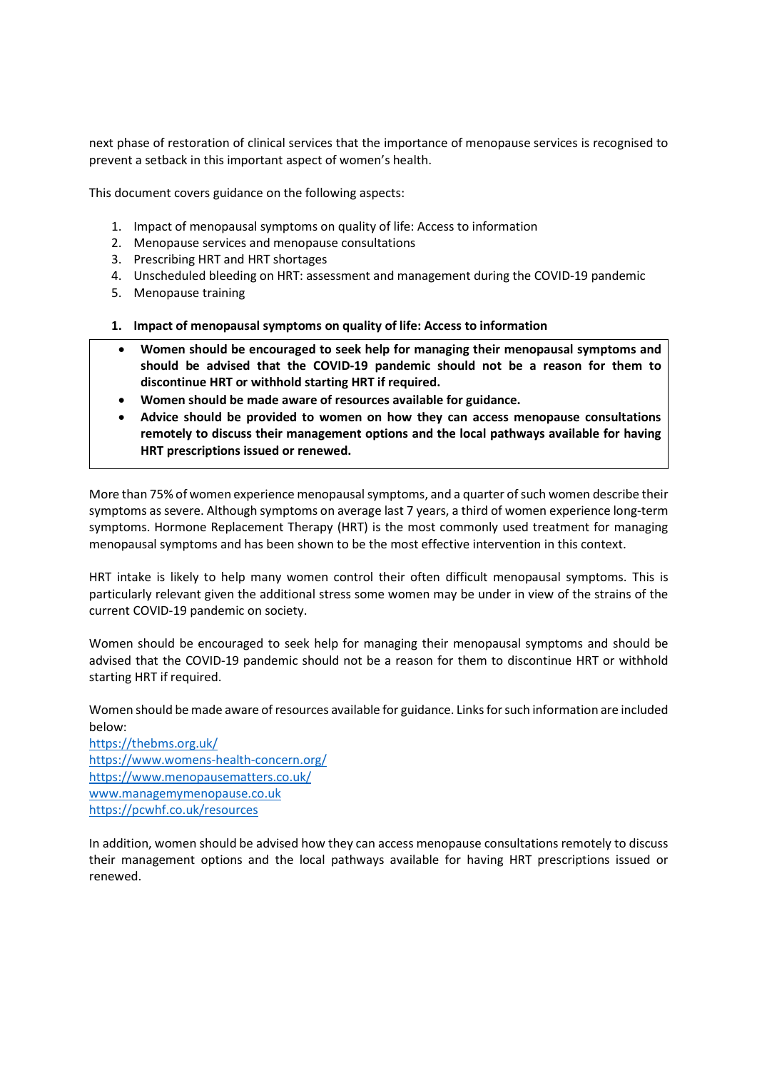next phase of restoration of clinical services that the importance of menopause services is recognised to prevent a setback in this important aspect of women's health.

This document covers guidance on the following aspects:

1. Impact of menopausal symptoms on quality of life: Access to information
2. Menopause services and menopause consultations
3. Prescribing HRT and HRT shortages
4. Unscheduled bleeding on HRT: assessment and management during the COVID-19 pandemic
5. Menopause training

## 1. Impact of menopausal symptoms on quality of life: Access to information

- **Women should be encouraged to seek help for managing their menopausal symptoms and should be advised that the COVID-19 pandemic should not be a reason for them to discontinue HRT or withhold starting HRT if required.**
- **Women should be made aware of resources available for guidance.**
- **Advice should be provided to women on how they can access menopause consultations remotely to discuss their management options and the local pathways available for having HRT prescriptions issued or renewed.**

More than 75% of women experience menopausal symptoms, and a quarter of such women describe their symptoms as severe. Although symptoms on average last 7 years, a third of women experience long-term symptoms. Hormone Replacement Therapy (HRT) is the most commonly used treatment for managing menopausal symptoms and has been shown to be the most effective intervention in this context.

HRT intake is likely to help many women control their often difficult menopausal symptoms. This is particularly relevant given the additional stress some women may be under in view of the strains of the current COVID-19 pandemic on society.

Women should be encouraged to seek help for managing their menopausal symptoms and should be advised that the COVID-19 pandemic should not be a reason for them to discontinue HRT or withhold starting HRT if required.

Women should be made aware of resources available for guidance. Links for such information are included below:

https://thebms.org.uk/
https://www.womens-health-concern.org/
https://www.menopausematters.co.uk/
www.managemymenopause.co.uk
https://pcwhf.co.uk/resources

In addition, women should be advised how they can access menopause consultations remotely to discuss their management options and the local pathways available for having HRT prescriptions issued or renewed.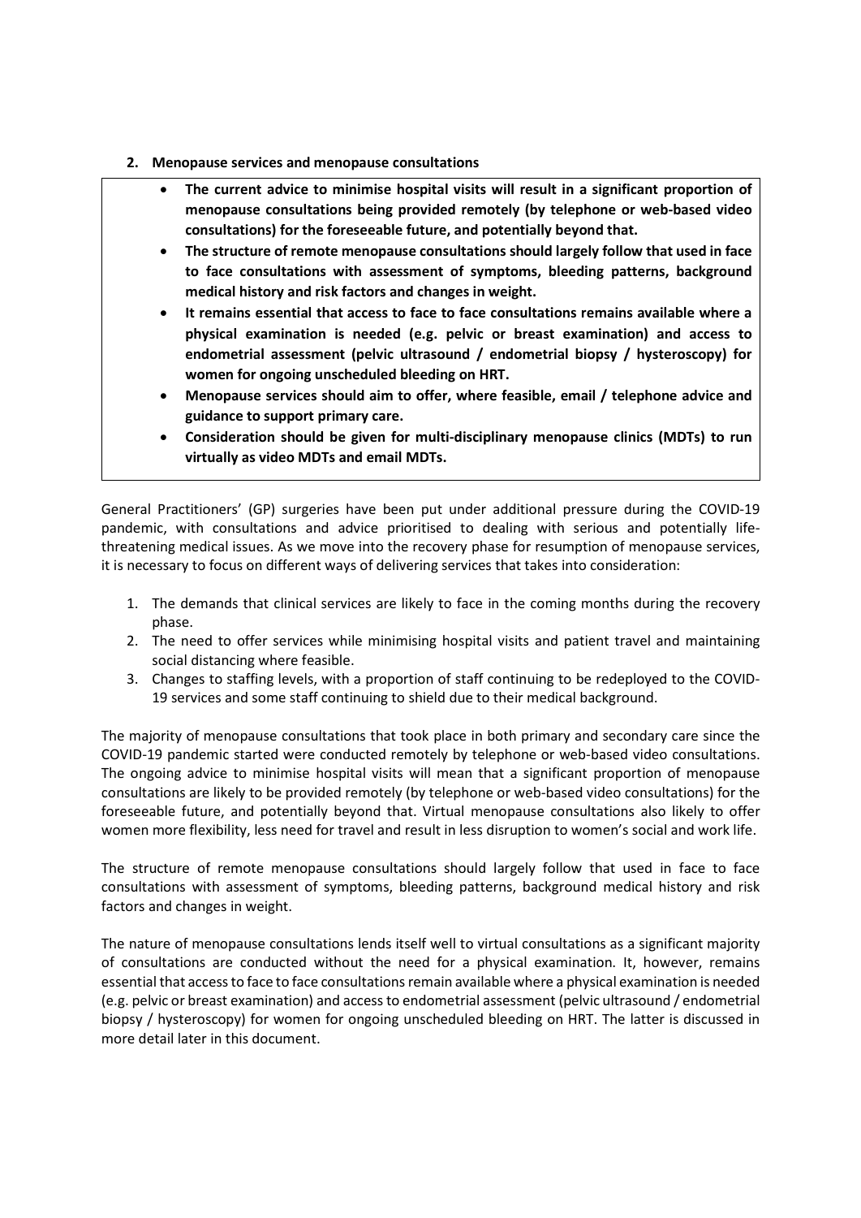## 2. Menopause services and menopause consultations

- **The current advice to minimise hospital visits will result in a significant proportion of menopause consultations being provided remotely (by telephone or web-based video consultations) for the foreseeable future, and potentially beyond that.**
- **The structure of remote menopause consultations should largely follow that used in face to face consultations with assessment of symptoms, bleeding patterns, background medical history and risk factors and changes in weight.**
- **It remains essential that access to face to face consultations remains available where a physical examination is needed (e.g. pelvic or breast examination) and access to endometrial assessment (pelvic ultrasound / endometrial biopsy / hysteroscopy) for women for ongoing unscheduled bleeding on HRT.**
- **Menopause services should aim to offer, where feasible, email / telephone advice and guidance to support primary care.**
- **Consideration should be given for multi-disciplinary menopause clinics (MDTs) to run virtually as video MDTs and email MDTs.**

General Practitioners' (GP) surgeries have been put under additional pressure during the COVID-19 pandemic, with consultations and advice prioritised to dealing with serious and potentially life-threatening medical issues. As we move into the recovery phase for resumption of menopause services, it is necessary to focus on different ways of delivering services that takes into consideration:

1. The demands that clinical services are likely to face in the coming months during the recovery phase.
2. The need to offer services while minimising hospital visits and patient travel and maintaining social distancing where feasible.
3. Changes to staffing levels, with a proportion of staff continuing to be redeployed to the COVID-19 services and some staff continuing to shield due to their medical background.

The majority of menopause consultations that took place in both primary and secondary care since the COVID-19 pandemic started were conducted remotely by telephone or web-based video consultations. The ongoing advice to minimise hospital visits will mean that a significant proportion of menopause consultations are likely to be provided remotely (by telephone or web-based video consultations) for the foreseeable future, and potentially beyond that. Virtual menopause consultations also likely to offer women more flexibility, less need for travel and result in less disruption to women's social and work life.

The structure of remote menopause consultations should largely follow that used in face to face consultations with assessment of symptoms, bleeding patterns, background medical history and risk factors and changes in weight.

The nature of menopause consultations lends itself well to virtual consultations as a significant majority of consultations are conducted without the need for a physical examination. It, however, remains essential that access to face to face consultations remain available where a physical examination is needed (e.g. pelvic or breast examination) and access to endometrial assessment (pelvic ultrasound / endometrial biopsy / hysteroscopy) for women for ongoing unscheduled bleeding on HRT. The latter is discussed in more detail later in this document.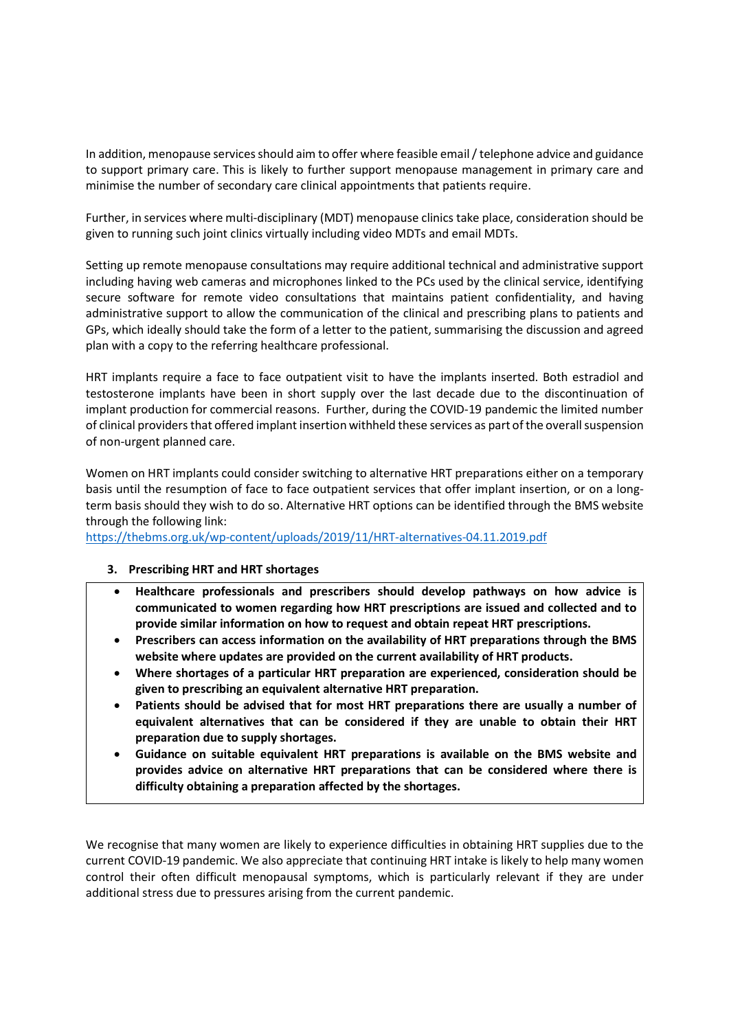In addition, menopause services should aim to offer where feasible email / telephone advice and guidance to support primary care. This is likely to further support menopause management in primary care and minimise the number of secondary care clinical appointments that patients require.

Further, in services where multi-disciplinary (MDT) menopause clinics take place, consideration should be given to running such joint clinics virtually including video MDTs and email MDTs.

Setting up remote menopause consultations may require additional technical and administrative support including having web cameras and microphones linked to the PCs used by the clinical service, identifying secure software for remote video consultations that maintains patient confidentiality, and having administrative support to allow the communication of the clinical and prescribing plans to patients and GPs, which ideally should take the form of a letter to the patient, summarising the discussion and agreed plan with a copy to the referring healthcare professional.

HRT implants require a face to face outpatient visit to have the implants inserted. Both estradiol and testosterone implants have been in short supply over the last decade due to the discontinuation of implant production for commercial reasons. Further, during the COVID-19 pandemic the limited number of clinical providers that offered implant insertion withheld these services as part of the overall suspension of non-urgent planned care.

Women on HRT implants could consider switching to alternative HRT preparations either on a temporary basis until the resumption of face to face outpatient services that offer implant insertion, or on a long-term basis should they wish to do so. Alternative HRT options can be identified through the BMS website through the following link:
https://thebms.org.uk/wp-content/uploads/2019/11/HRT-alternatives-04.11.2019.pdf

### 3. Prescribing HRT and HRT shortages

- **Healthcare professionals and prescribers should develop pathways on how advice is communicated to women regarding how HRT prescriptions are issued and collected and to provide similar information on how to request and obtain repeat HRT prescriptions.**
- **Prescribers can access information on the availability of HRT preparations through the BMS website where updates are provided on the current availability of HRT products.**
- **Where shortages of a particular HRT preparation are experienced, consideration should be given to prescribing an equivalent alternative HRT preparation.**
- **Patients should be advised that for most HRT preparations there are usually a number of equivalent alternatives that can be considered if they are unable to obtain their HRT preparation due to supply shortages.**
- **Guidance on suitable equivalent HRT preparations is available on the BMS website and provides advice on alternative HRT preparations that can be considered where there is difficulty obtaining a preparation affected by the shortages.**

We recognise that many women are likely to experience difficulties in obtaining HRT supplies due to the current COVID-19 pandemic. We also appreciate that continuing HRT intake is likely to help many women control their often difficult menopausal symptoms, which is particularly relevant if they are under additional stress due to pressures arising from the current pandemic.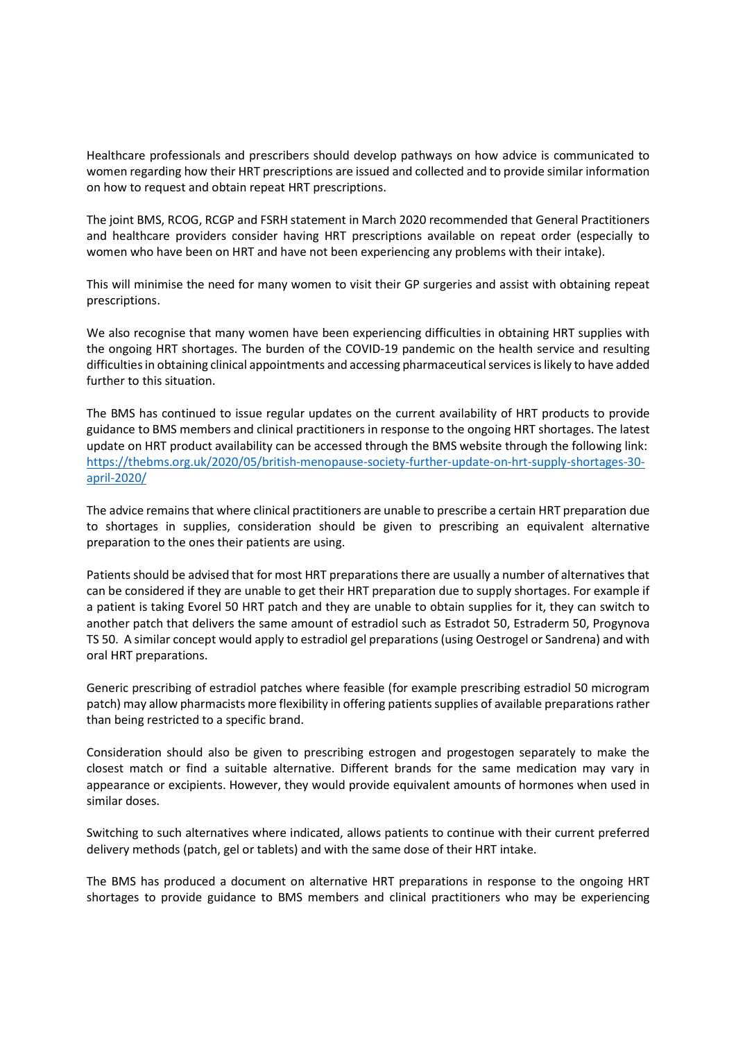Healthcare professionals and prescribers should develop pathways on how advice is communicated to women regarding how their HRT prescriptions are issued and collected and to provide similar information on how to request and obtain repeat HRT prescriptions.

The joint BMS, RCOG, RCGP and FSRH statement in March 2020 recommended that General Practitioners and healthcare providers consider having HRT prescriptions available on repeat order (especially to women who have been on HRT and have not been experiencing any problems with their intake).

This will minimise the need for many women to visit their GP surgeries and assist with obtaining repeat prescriptions.

We also recognise that many women have been experiencing difficulties in obtaining HRT supplies with the ongoing HRT shortages. The burden of the COVID-19 pandemic on the health service and resulting difficulties in obtaining clinical appointments and accessing pharmaceutical services is likely to have added further to this situation.

The BMS has continued to issue regular updates on the current availability of HRT products to provide guidance to BMS members and clinical practitioners in response to the ongoing HRT shortages. The latest update on HRT product availability can be accessed through the BMS website through the following link: [https://thebms.org.uk/2020/05/british-menopause-society-further-update-on-hrt-supply-shortages-30-april-2020/](https://thebms.org.uk/2020/05/british-menopause-society-further-update-on-hrt-supply-shortages-30-april-2020/)

The advice remains that where clinical practitioners are unable to prescribe a certain HRT preparation due to shortages in supplies, consideration should be given to prescribing an equivalent alternative preparation to the ones their patients are using.

Patients should be advised that for most HRT preparations there are usually a number of alternatives that can be considered if they are unable to get their HRT preparation due to supply shortages. For example if a patient is taking Evorel 50 HRT patch and they are unable to obtain supplies for it, they can switch to another patch that delivers the same amount of estradiol such as Estradot 50, Estraderm 50, Progynova TS 50. A similar concept would apply to estradiol gel preparations (using Oestrogel or Sandrena) and with oral HRT preparations.

Generic prescribing of estradiol patches where feasible (for example prescribing estradiol 50 microgram patch) may allow pharmacists more flexibility in offering patients supplies of available preparations rather than being restricted to a specific brand.

Consideration should also be given to prescribing estrogen and progestogen separately to make the closest match or find a suitable alternative. Different brands for the same medication may vary in appearance or excipients. However, they would provide equivalent amounts of hormones when used in similar doses.

Switching to such alternatives where indicated, allows patients to continue with their current preferred delivery methods (patch, gel or tablets) and with the same dose of their HRT intake.

The BMS has produced a document on alternative HRT preparations in response to the ongoing HRT shortages to provide guidance to BMS members and clinical practitioners who may be experiencing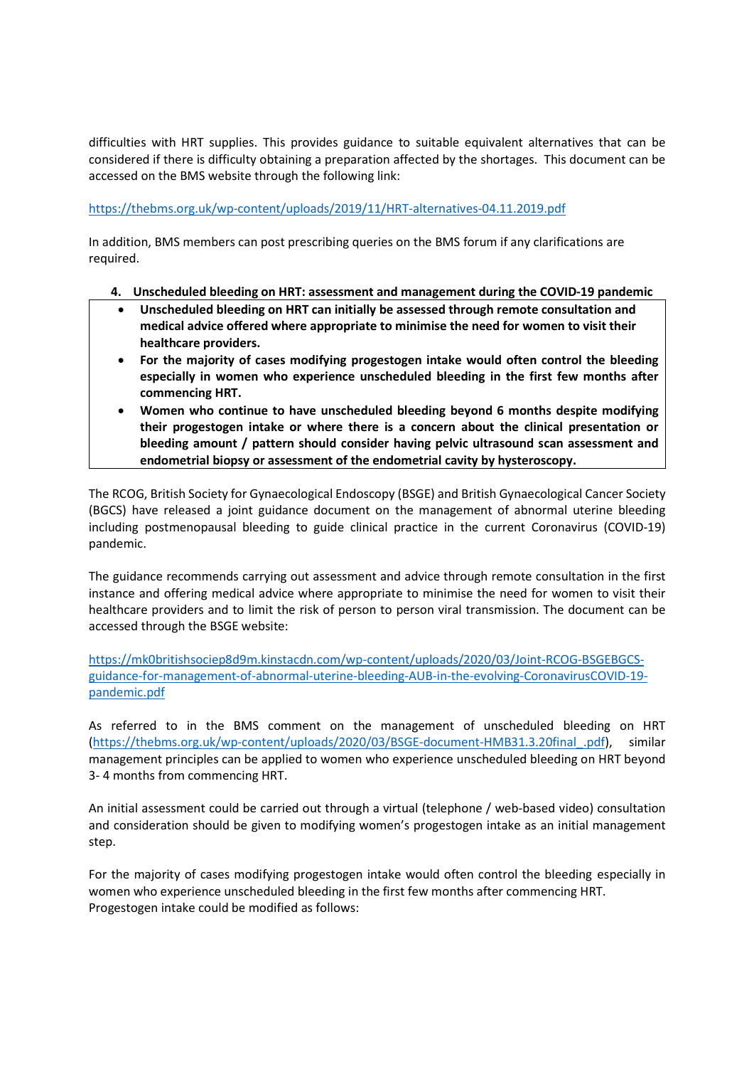difficulties with HRT supplies. This provides guidance to suitable equivalent alternatives that can be considered if there is difficulty obtaining a preparation affected by the shortages. This document can be accessed on the BMS website through the following link:

https://thebms.org.uk/wp-content/uploads/2019/11/HRT-alternatives-04.11.2019.pdf

In addition, BMS members can post prescribing queries on the BMS forum if any clarifications are required.

## 4. Unscheduled bleeding on HRT: assessment and management during the COVID-19 pandemic

- **Unscheduled bleeding on HRT can initially be assessed through remote consultation and medical advice offered where appropriate to minimise the need for women to visit their healthcare providers.**
- **For the majority of cases modifying progestogen intake would often control the bleeding especially in women who experience unscheduled bleeding in the first few months after commencing HRT.**
- **Women who continue to have unscheduled bleeding beyond 6 months despite modifying their progestogen intake or where there is a concern about the clinical presentation or bleeding amount / pattern should consider having pelvic ultrasound scan assessment and endometrial biopsy or assessment of the endometrial cavity by hysteroscopy.**

The RCOG, British Society for Gynaecological Endoscopy (BSGE) and British Gynaecological Cancer Society (BGCS) have released a joint guidance document on the management of abnormal uterine bleeding including postmenopausal bleeding to guide clinical practice in the current Coronavirus (COVID-19) pandemic.

The guidance recommends carrying out assessment and advice through remote consultation in the first instance and offering medical advice where appropriate to minimise the need for women to visit their healthcare providers and to limit the risk of person to person viral transmission. The document can be accessed through the BSGE website:

https://mk0britishsociep8d9m.kinstacdn.com/wp-content/uploads/2020/03/Joint-RCOG-BSGEBGCS-guidance-for-management-of-abnormal-uterine-bleeding-AUB-in-the-evolving-CoronavirusCOVID-19-pandemic.pdf

As referred to in the BMS comment on the management of unscheduled bleeding on HRT (https://thebms.org.uk/wp-content/uploads/2020/03/BSGE-document-HMB31.3.20final_.pdf), similar management principles can be applied to women who experience unscheduled bleeding on HRT beyond 3- 4 months from commencing HRT.

An initial assessment could be carried out through a virtual (telephone / web-based video) consultation and consideration should be given to modifying women's progestogen intake as an initial management step.

For the majority of cases modifying progestogen intake would often control the bleeding especially in women who experience unscheduled bleeding in the first few months after commencing HRT.
Progestogen intake could be modified as follows: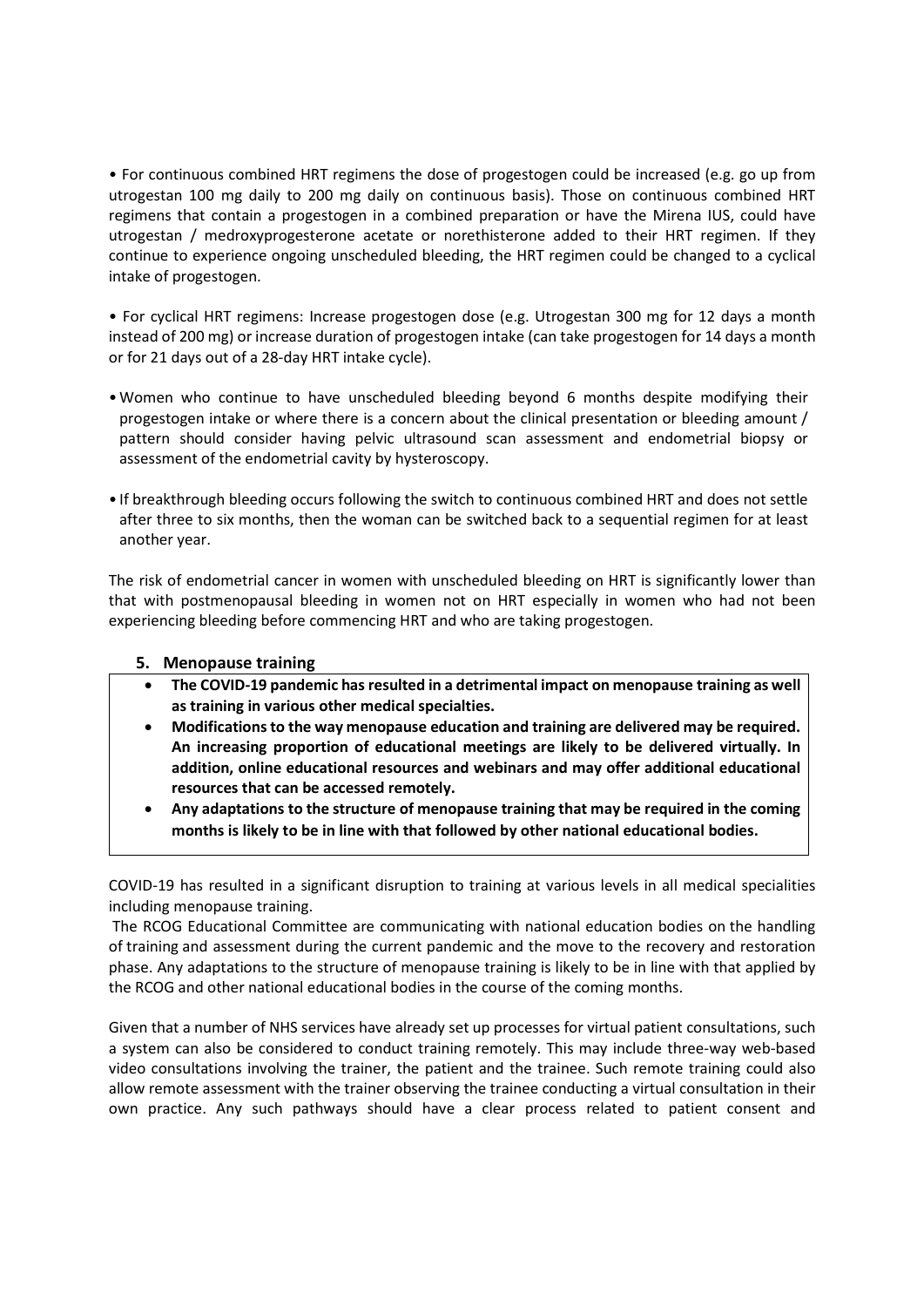- For continuous combined HRT regimens the dose of progestogen could be increased (e.g. go up from utrogestan 100 mg daily to 200 mg daily on continuous basis). Those on continuous combined HRT regimens that contain a progestogen in a combined preparation or have the Mirena IUS, could have utrogestan / medroxyprogesterone acetate or norethisterone added to their HRT regimen. If they continue to experience ongoing unscheduled bleeding, the HRT regimen could be changed to a cyclical intake of progestogen.

- For cyclical HRT regimens: Increase progestogen dose (e.g. Utrogestan 300 mg for 12 days a month instead of 200 mg) or increase duration of progestogen intake (can take progestogen for 14 days a month or for 21 days out of a 28-day HRT intake cycle).

- Women who continue to have unscheduled bleeding beyond 6 months despite modifying their progestogen intake or where there is a concern about the clinical presentation or bleeding amount / pattern should consider having pelvic ultrasound scan assessment and endometrial biopsy or assessment of the endometrial cavity by hysteroscopy.

- If breakthrough bleeding occurs following the switch to continuous combined HRT and does not settle after three to six months, then the woman can be switched back to a sequential regimen for at least another year.

The risk of endometrial cancer in women with unscheduled bleeding on HRT is significantly lower than that with postmenopausal bleeding in women not on HRT especially in women who had not been experiencing bleeding before commencing HRT and who are taking progestogen.

## 5. Menopause training

- **The COVID-19 pandemic has resulted in a detrimental impact on menopause training as well as training in various other medical specialties.**
- **Modifications to the way menopause education and training are delivered may be required. An increasing proportion of educational meetings are likely to be delivered virtually. In addition, online educational resources and webinars and may offer additional educational resources that can be accessed remotely.**
- **Any adaptations to the structure of menopause training that may be required in the coming months is likely to be in line with that followed by other national educational bodies.**

COVID-19 has resulted in a significant disruption to training at various levels in all medical specialities including menopause training.

The RCOG Educational Committee are communicating with national education bodies on the handling of training and assessment during the current pandemic and the move to the recovery and restoration phase. Any adaptations to the structure of menopause training is likely to be in line with that applied by the RCOG and other national educational bodies in the course of the coming months.

Given that a number of NHS services have already set up processes for virtual patient consultations, such a system can also be considered to conduct training remotely. This may include three-way web-based video consultations involving the trainer, the patient and the trainee. Such remote training could also allow remote assessment with the trainer observing the trainee conducting a virtual consultation in their own practice. Any such pathways should have a clear process related to patient consent and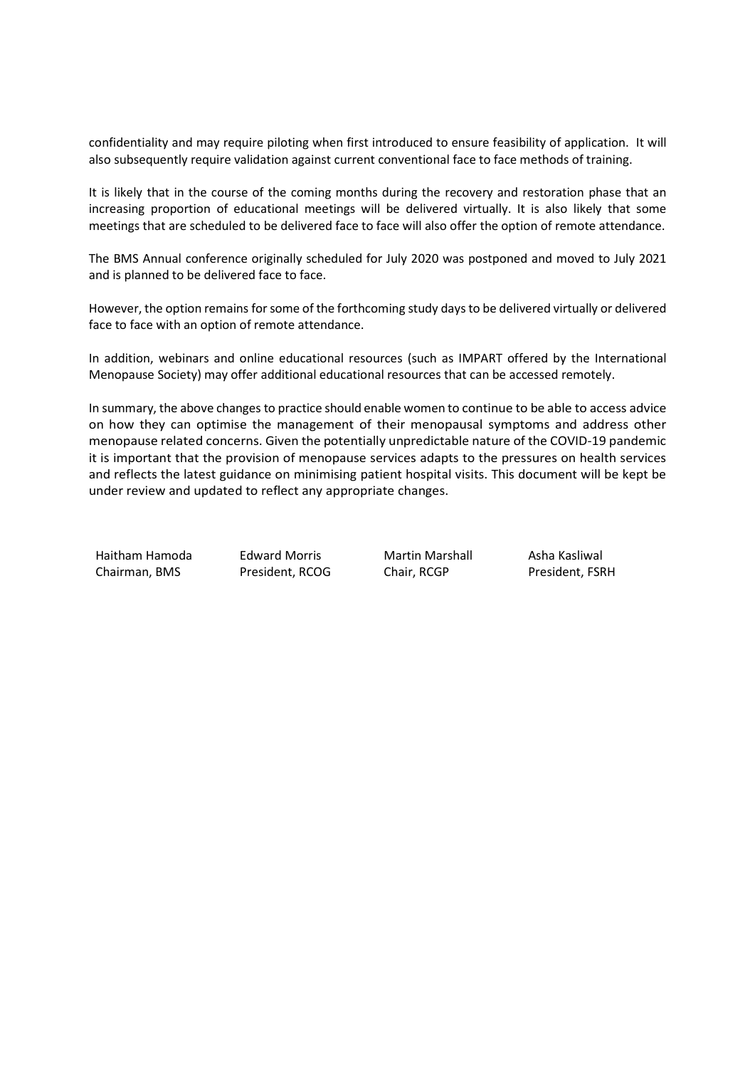confidentiality and may require piloting when first introduced to ensure feasibility of application. It will also subsequently require validation against current conventional face to face methods of training.

It is likely that in the course of the coming months during the recovery and restoration phase that an increasing proportion of educational meetings will be delivered virtually. It is also likely that some meetings that are scheduled to be delivered face to face will also offer the option of remote attendance.

The BMS Annual conference originally scheduled for July 2020 was postponed and moved to July 2021 and is planned to be delivered face to face.

However, the option remains for some of the forthcoming study days to be delivered virtually or delivered face to face with an option of remote attendance.

In addition, webinars and online educational resources (such as IMPART offered by the International Menopause Society) may offer additional educational resources that can be accessed remotely.

In summary, the above changes to practice should enable women to continue to be able to access advice on how they can optimise the management of their menopausal symptoms and address other menopause related concerns. Given the potentially unpredictable nature of the COVID-19 pandemic it is important that the provision of menopause services adapts to the pressures on health services and reflects the latest guidance on minimising patient hospital visits. This document will be kept be under review and updated to reflect any appropriate changes.

| | | | |
|---|---|---|---|
| Haitham Hamoda | Edward Morris | Martin Marshall | Asha Kasliwal |
| Chairman, BMS | President, RCOG | Chair, RCGP | President, FSRH |